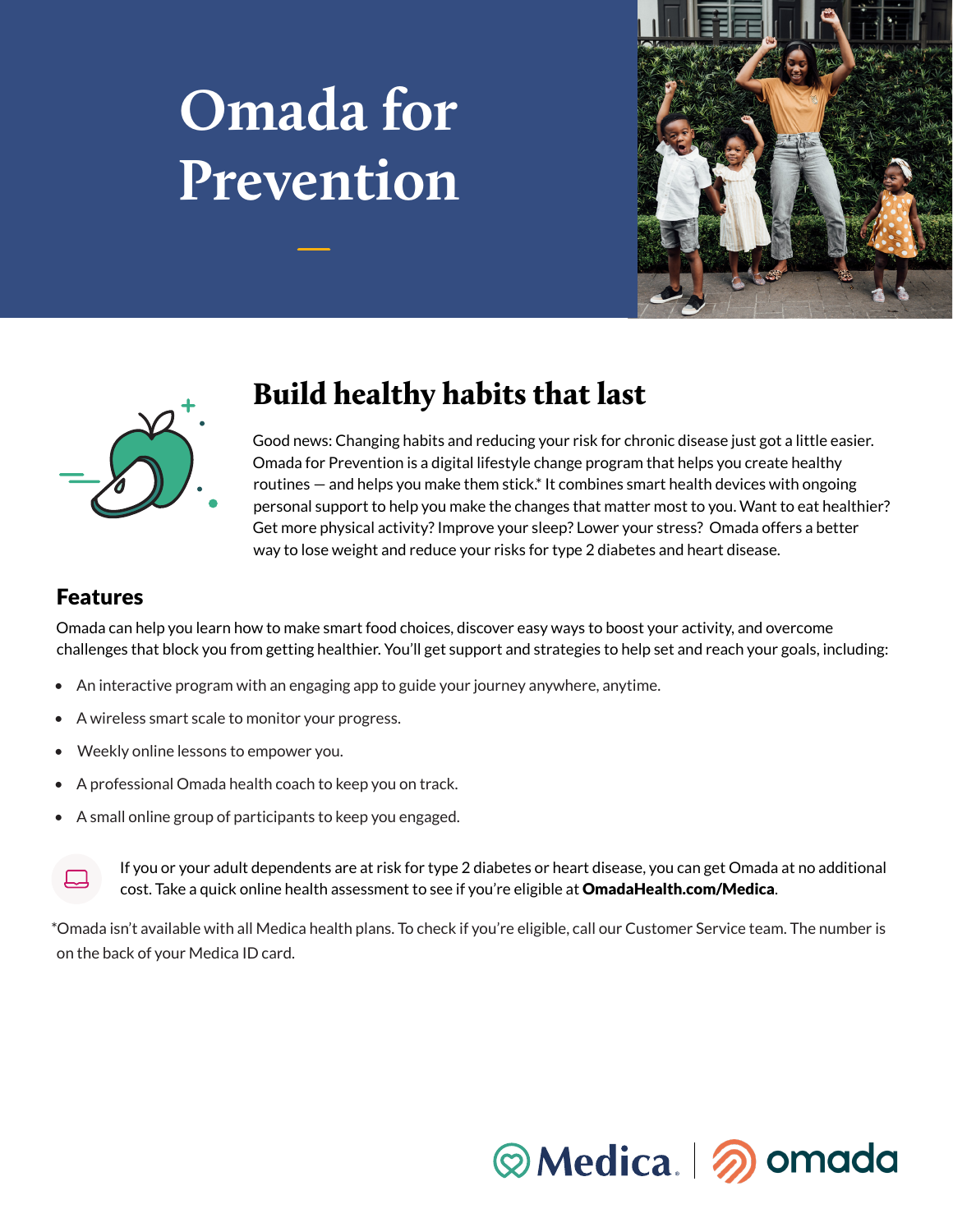# Omada for Prevention

## Build healthy habits that last

Good news: Changing habits and reducing your risk for chronic disease just got a little easier. Omada for Prevention is a digital lifestyle change program that helps you create healthy routines — and helps you make them stick.* It combines smart health devices with ongoing personal support to help you make the changes that matter most to you. Want to eat healthier? Get more physical activity? Improve your sleep? Lower your stress? Omada offers a better way to lose weight and reduce your risks for type 2 diabetes and heart disease.

### Features

Omada can help you learn how to make smart food choices, discover easy ways to boost your activity, and overcome challenges that block you from getting healthier. You'll get support and strategies to help set and reach your goals, including:

- An interactive program with an engaging app to guide your journey anywhere, anytime.
- A wireless smart scale to monitor your progress.
- Weekly online lessons to empower you.
- A professional Omada health coach to keep you on track.
- A small online group of participants to keep you engaged.

If you or your adult dependents are at risk for type 2 diabetes or heart disease, you can get Omada at no additional cost. Take a quick online health assessment to see if you're eligible at **OmadaHealth.com/Medica**.

*Omada isn't available with all Medica health plans. To check if you're eligible, call our Customer Service team. The number is on the back of your Medica ID card.

Medica | omada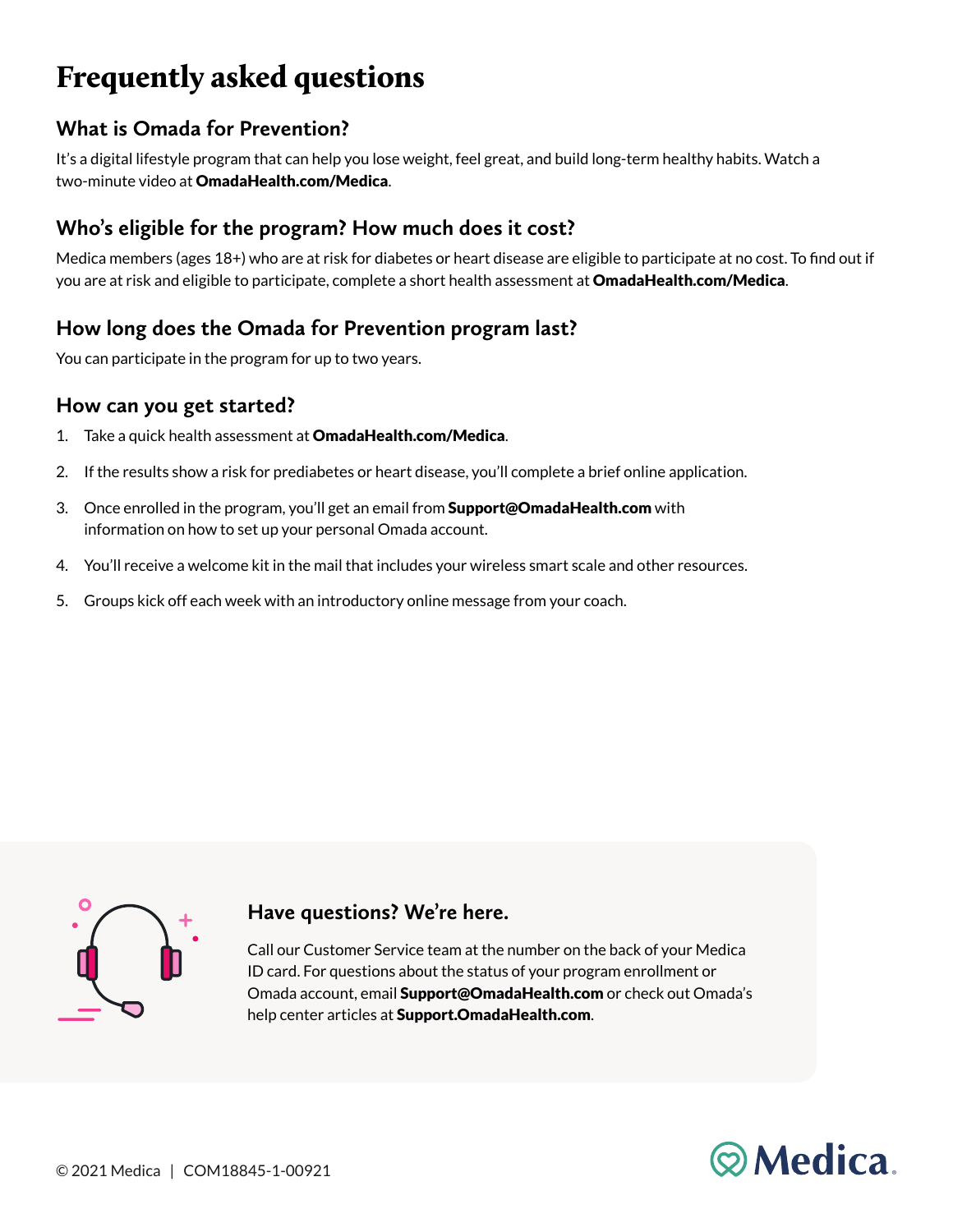# Frequently asked questions

## What is Omada for Prevention?

It's a digital lifestyle program that can help you lose weight, feel great, and build long-term healthy habits. Watch a two-minute video at **OmadaHealth.com/Medica**.

## Who's eligible for the program? How much does it cost?

Medica members (ages 18+) who are at risk for diabetes or heart disease are eligible to participate at no cost. To find out if you are at risk and eligible to participate, complete a short health assessment at **OmadaHealth.com/Medica**.

## How long does the Omada for Prevention program last?

You can participate in the program for up to two years.

## How can you get started?

1. Take a quick health assessment at **OmadaHealth.com/Medica**.
2. If the results show a risk for prediabetes or heart disease, you'll complete a brief online application.
3. Once enrolled in the program, you'll get an email from **Support@OmadaHealth.com** with information on how to set up your personal Omada account.
4. You'll receive a welcome kit in the mail that includes your wireless smart scale and other resources.
5. Groups kick off each week with an introductory online message from your coach.

### Have questions? We're here.

Call our Customer Service team at the number on the back of your Medica ID card. For questions about the status of your program enrollment or Omada account, email **Support@OmadaHealth.com** or check out Omada's help center articles at **Support.OmadaHealth.com**.

© 2021 Medica | COM18845-1-00921

Medica